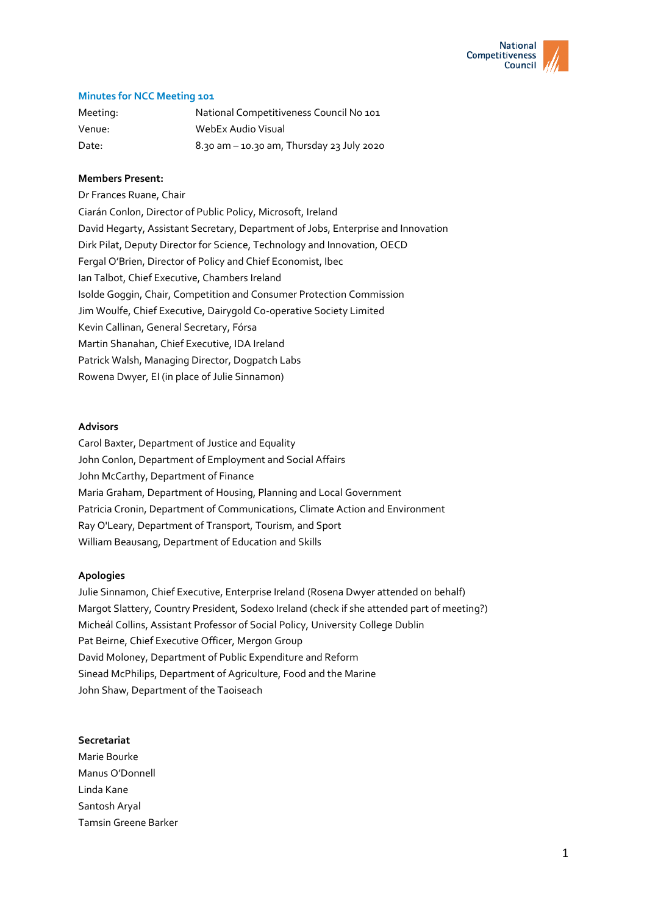## Minutes for NCC Meeting 101

| | |
|---|---|
| Meeting: | National Competitiveness Council No 101 |
| Venue: | WebEx Audio Visual |
| Date: | 8.30 am – 10.30 am, Thursday 23 July 2020 |

**Members Present:**

Dr Frances Ruane, Chair
Ciarán Conlon, Director of Public Policy, Microsoft, Ireland
David Hegarty, Assistant Secretary, Department of Jobs, Enterprise and Innovation
Dirk Pilat, Deputy Director for Science, Technology and Innovation, OECD
Fergal O'Brien, Director of Policy and Chief Economist, Ibec
Ian Talbot, Chief Executive, Chambers Ireland
Isolde Goggin, Chair, Competition and Consumer Protection Commission
Jim Woulfe, Chief Executive, Dairygold Co-operative Society Limited
Kevin Callinan, General Secretary, Fórsa
Martin Shanahan, Chief Executive, IDA Ireland
Patrick Walsh, Managing Director, Dogpatch Labs
Rowena Dwyer, EI (in place of Julie Sinnamon)

**Advisors**

Carol Baxter, Department of Justice and Equality
John Conlon, Department of Employment and Social Affairs
John McCarthy, Department of Finance
Maria Graham, Department of Housing, Planning and Local Government
Patricia Cronin, Department of Communications, Climate Action and Environment
Ray O'Leary, Department of Transport, Tourism, and Sport
William Beausang, Department of Education and Skills

**Apologies**

Julie Sinnamon, Chief Executive, Enterprise Ireland (Rosena Dwyer attended on behalf)
Margot Slattery, Country President, Sodexo Ireland (check if she attended part of meeting?)
Micheál Collins, Assistant Professor of Social Policy, University College Dublin
Pat Beirne, Chief Executive Officer, Mergon Group
David Moloney, Department of Public Expenditure and Reform
Sinead McPhilips, Department of Agriculture, Food and the Marine
John Shaw, Department of the Taoiseach

**Secretariat**

Marie Bourke
Manus O'Donnell
Linda Kane
Santosh Aryal
Tamsin Greene Barker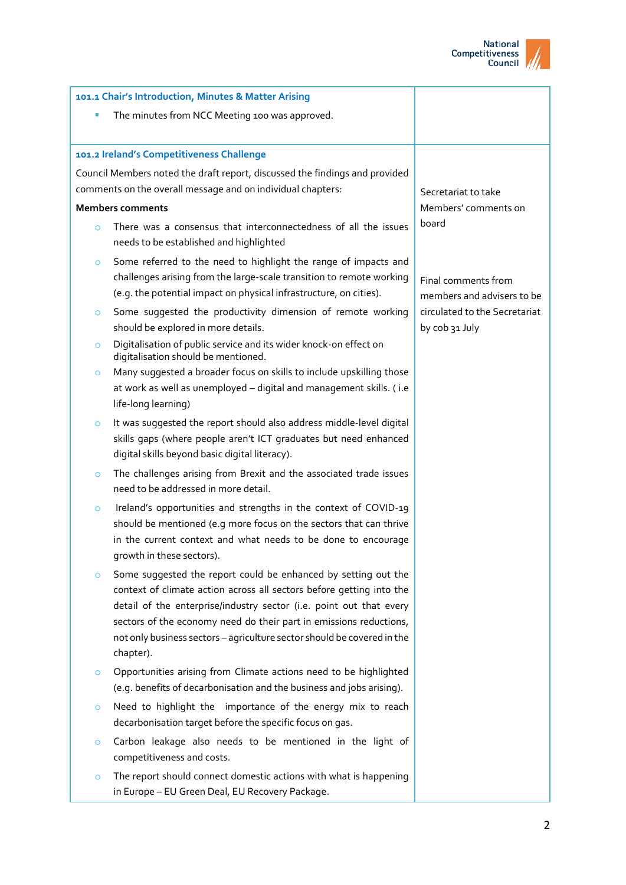| 101.1 Chair's Introduction, Minutes & Matter Arising | |
|---|---|
| ▪ The minutes from NCC Meeting 100 was approved. | |
| **101.2 Ireland's Competitiveness Challenge**<br><br>Council Members noted the draft report, discussed the findings and provided comments on the overall message and on individual chapters:<br><br>**Members comments**<br><br>○ There was a consensus that interconnectedness of all the issues needs to be established and highlighted<br>○ Some referred to the need to highlight the range of impacts and challenges arising from the large-scale transition to remote working (e.g. the potential impact on physical infrastructure, on cities).<br>○ Some suggested the productivity dimension of remote working should be explored in more details.<br>○ Digitalisation of public service and its wider knock-on effect on digitalisation should be mentioned.<br>○ Many suggested a broader focus on skills to include upskilling those at work as well as unemployed – digital and management skills. ( i.e life-long learning)<br>○ It was suggested the report should also address middle-level digital skills gaps (where people aren't ICT graduates but need enhanced digital skills beyond basic digital literacy).<br>○ The challenges arising from Brexit and the associated trade issues need to be addressed in more detail.<br>○ Ireland's opportunities and strengths in the context of COVID-19 should be mentioned (e.g more focus on the sectors that can thrive in the current context and what needs to be done to encourage growth in these sectors).<br>○ Some suggested the report could be enhanced by setting out the context of climate action across all sectors before getting into the detail of the enterprise/industry sector (i.e. point out that every sectors of the economy need do their part in emissions reductions, not only business sectors – agriculture sector should be covered in the chapter).<br>○ Opportunities arising from Climate actions need to be highlighted (e.g. benefits of decarbonisation and the business and jobs arising).<br>○ Need to highlight the importance of the energy mix to reach decarbonisation target before the specific focus on gas.<br>○ Carbon leakage also needs to be mentioned in the light of competitiveness and costs.<br>○ The report should connect domestic actions with what is happening in Europe – EU Green Deal, EU Recovery Package. | Secretariat to take Members' comments on board<br><br>Final comments from members and advisers to be circulated to the Secretariat by cob 31 July |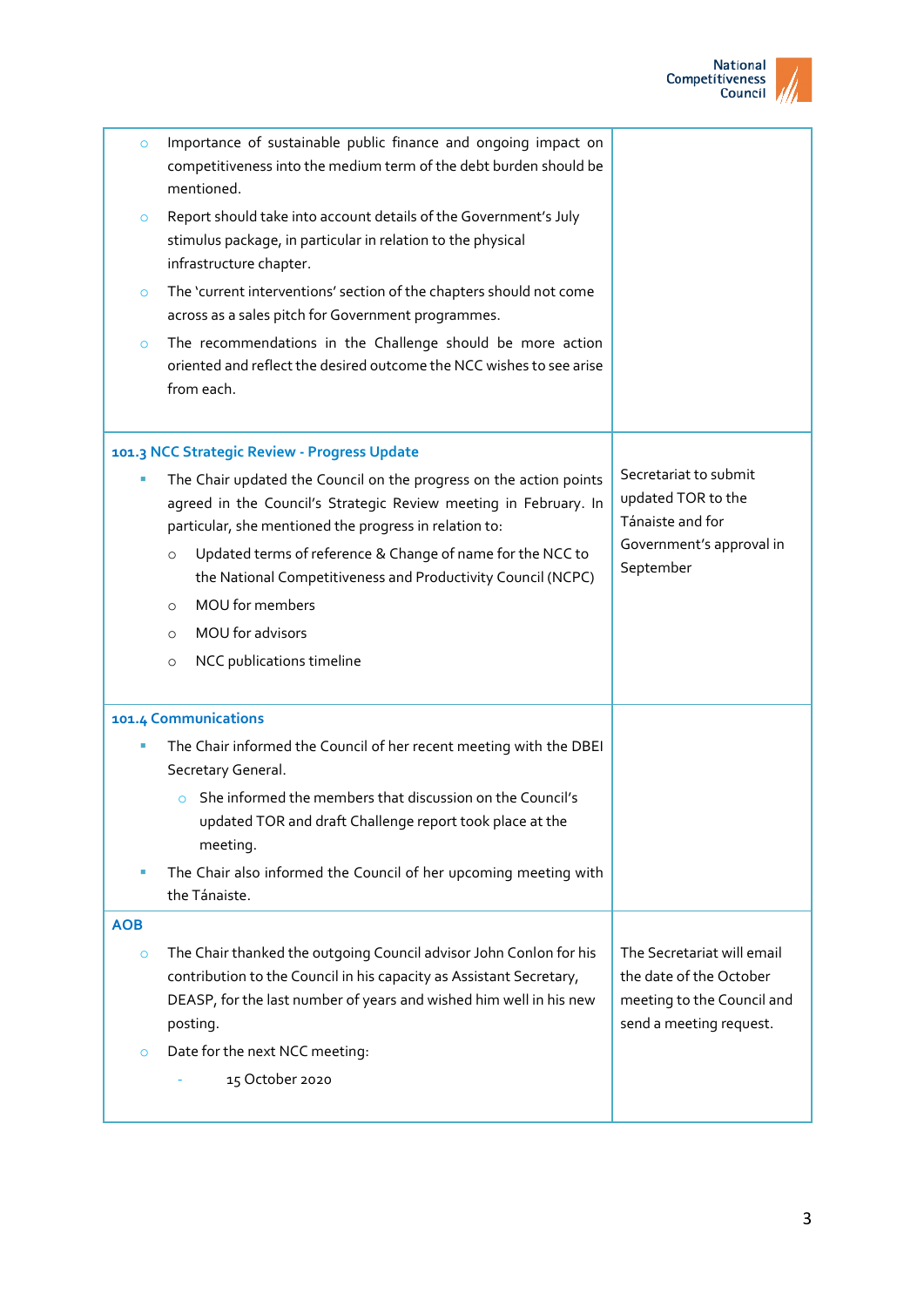| | |
|---|---|
| ○ Importance of sustainable public finance and ongoing impact on competitiveness into the medium term of the debt burden should be mentioned.<br>○ Report should take into account details of the Government's July stimulus package, in particular in relation to the physical infrastructure chapter.<br>○ The 'current interventions' section of the chapters should not come across as a sales pitch for Government programmes.<br>○ The recommendations in the Challenge should be more action oriented and reflect the desired outcome the NCC wishes to see arise from each. | |
| **101.3 NCC Strategic Review - Progress Update**<br>▪ The Chair updated the Council on the progress on the action points agreed in the Council's Strategic Review meeting in February. In particular, she mentioned the progress in relation to:<br>○ Updated terms of reference & Change of name for the NCC to the National Competitiveness and Productivity Council (NCPC)<br>○ MOU for members<br>○ MOU for advisors<br>○ NCC publications timeline | Secretariat to submit updated TOR to the Tánaiste and for Government's approval in September |
| **101.4 Communications**<br>▪ The Chair informed the Council of her recent meeting with the DBEI Secretary General.<br>○ She informed the members that discussion on the Council's updated TOR and draft Challenge report took place at the meeting.<br>▪ The Chair also informed the Council of her upcoming meeting with the Tánaiste. | |
| **AOB**<br>○ The Chair thanked the outgoing Council advisor John Conlon for his contribution to the Council in his capacity as Assistant Secretary, DEASP, for the last number of years and wished him well in his new posting.<br>○ Date for the next NCC meeting:<br>- 15 October 2020 | The Secretariat will email the date of the October meeting to the Council and send a meeting request. |